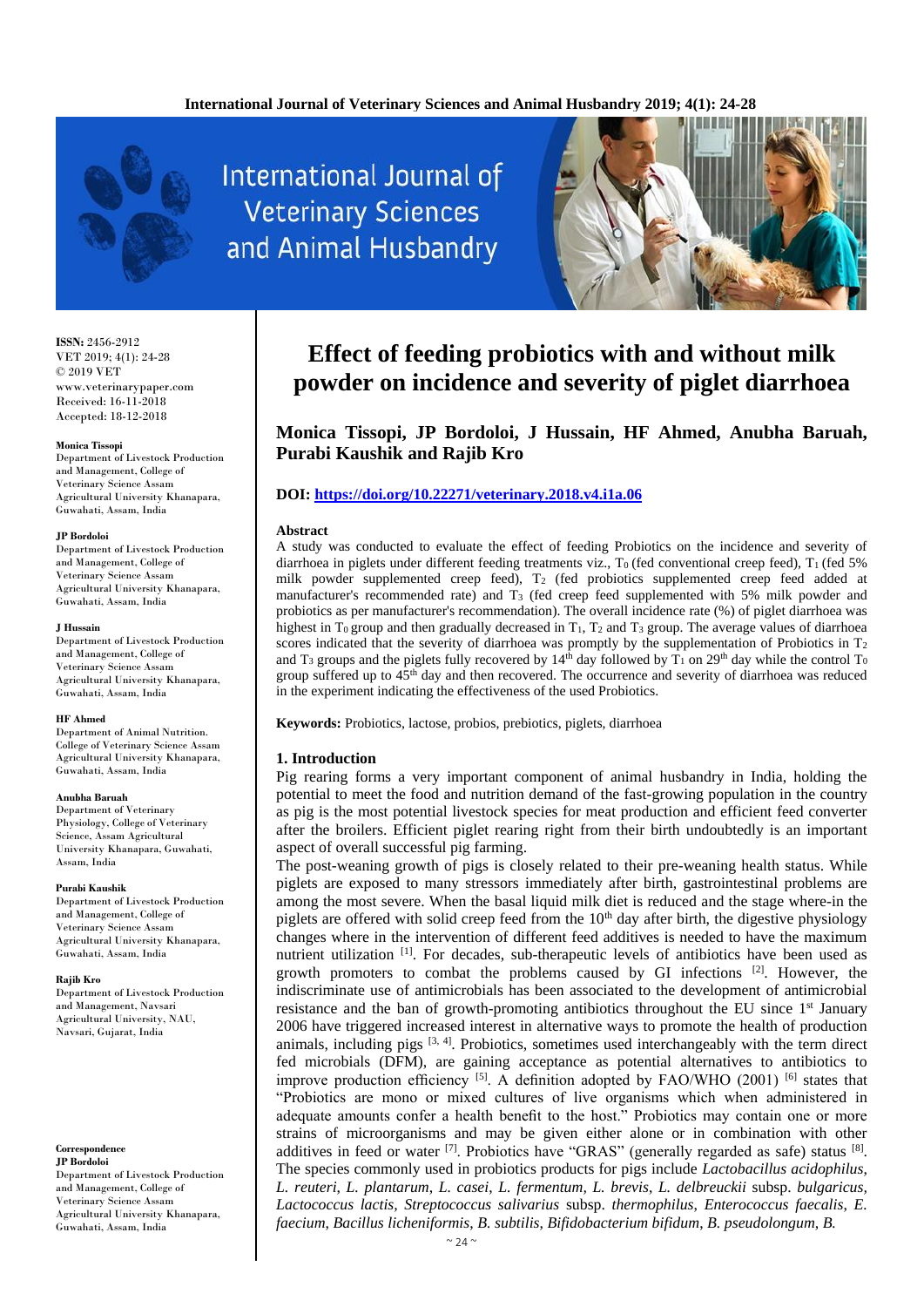# Effect of feeding probiotics with and without milk powder on incidence and severity of piglet diarrhoea

**Monica Tissopi, JP Bordoloi, J Hussain, HF Ahmed, Anubha Baruah, Purabi Kaushik and Rajib Kro**

**DOI:** https://doi.org/10.22271/veterinary.2018.v4.i1a.06

ISSN: 2456-2912
VET 2019; 4(1): 24-28
© 2019 VET
www.veterinarypaper.com
Received: 16-11-2018
Accepted: 18-12-2018

**Monica Tissopi**
Department of Livestock Production and Management, College of Veterinary Science Assam Agricultural University Khanapara, Guwahati, Assam, India

**JP Bordoloi**
Department of Livestock Production and Management, College of Veterinary Science Assam Agricultural University Khanapara, Guwahati, Assam, India

**J Hussain**
Department of Livestock Production and Management, College of Veterinary Science Assam Agricultural University Khanapara, Guwahati, Assam, India

**HF Ahmed**
Department of Animal Nutrition. College of Veterinary Science Assam Agricultural University Khanapara, Guwahati, Assam, India

**Anubha Baruah**
Department of Veterinary Physiology, College of Veterinary Science, Assam Agricultural University Khanapara, Guwahati, Assam, India

**Purabi Kaushik**
Department of Livestock Production and Management, College of Veterinary Science Assam Agricultural University Khanapara, Guwahati, Assam, India

**Rajib Kro**
Department of Livestock Production and Management, Navsari Agricultural University, NAU, Navsari, Gujarat, India

**Correspondence**
**JP Bordoloi**
Department of Livestock Production and Management, College of Veterinary Science Assam Agricultural University Khanapara, Guwahati, Assam, India

## Abstract

A study was conducted to evaluate the effect of feeding Probiotics on the incidence and severity of diarrhoea in piglets under different feeding treatments viz., $T_0$ (fed conventional creep feed), $T_1$ (fed 5% milk powder supplemented creep feed), $T_2$ (fed probiotics supplemented creep feed added at manufacturer's recommended rate) and $T_3$ (fed creep feed supplemented with 5% milk powder and probiotics as per manufacturer's recommendation). The overall incidence rate (%) of piglet diarrhoea was highest in $T_0$ group and then gradually decreased in $T_1$, $T_2$ and $T_3$ group. The average values of diarrhoea scores indicated that the severity of diarrhoea was promptly by the supplementation of Probiotics in $T_2$ and $T_3$ groups and the piglets fully recovered by 14th day followed by $T_1$ on 29th day while the control $T_0$ group suffered up to 45th day and then recovered. The occurrence and severity of diarrhoea was reduced in the experiment indicating the effectiveness of the used Probiotics.

**Keywords:** Probiotics, lactose, probios, prebiotics, piglets, diarrhoea

## 1. Introduction

Pig rearing forms a very important component of animal husbandry in India, holding the potential to meet the food and nutrition demand of the fast-growing population in the country as pig is the most potential livestock species for meat production and efficient feed converter after the broilers. Efficient piglet rearing right from their birth undoubtedly is an important aspect of overall successful pig farming.

The post-weaning growth of pigs is closely related to their pre-weaning health status. While piglets are exposed to many stressors immediately after birth, gastrointestinal problems are among the most severe. When the basal liquid milk diet is reduced and the stage where-in the piglets are offered with solid creep feed from the 10th day after birth, the digestive physiology changes where in the intervention of different feed additives is needed to have the maximum nutrient utilization [1]. For decades, sub-therapeutic levels of antibiotics have been used as growth promoters to combat the problems caused by GI infections [2]. However, the indiscriminate use of antimicrobials has been associated to the development of antimicrobial resistance and the ban of growth-promoting antibiotics throughout the EU since 1st January 2006 have triggered increased interest in alternative ways to promote the health of production animals, including pigs [3, 4]. Probiotics, sometimes used interchangeably with the term direct fed microbials (DFM), are gaining acceptance as potential alternatives to antibiotics to improve production efficiency [5]. A definition adopted by FAO/WHO (2001) [6] states that "Probiotics are mono or mixed cultures of live organisms which when administered in adequate amounts confer a health benefit to the host." Probiotics may contain one or more strains of microorganisms and may be given either alone or in combination with other additives in feed or water [7]. Probiotics have "GRAS" (generally regarded as safe) status [8]. The species commonly used in probiotics products for pigs include *Lactobacillus acidophilus, L. reuteri, L. plantarum, L. casei, L. fermentum, L. brevis, L. delbreuckii* subsp. *bulgaricus, Lactococcus lactis, Streptococcus salivarius* subsp. *thermophilus, Enterococcus faecalis, E. faecium, Bacillus licheniformis, B. subtilis, Bifidobacterium bifidum, B. pseudolongum, B.*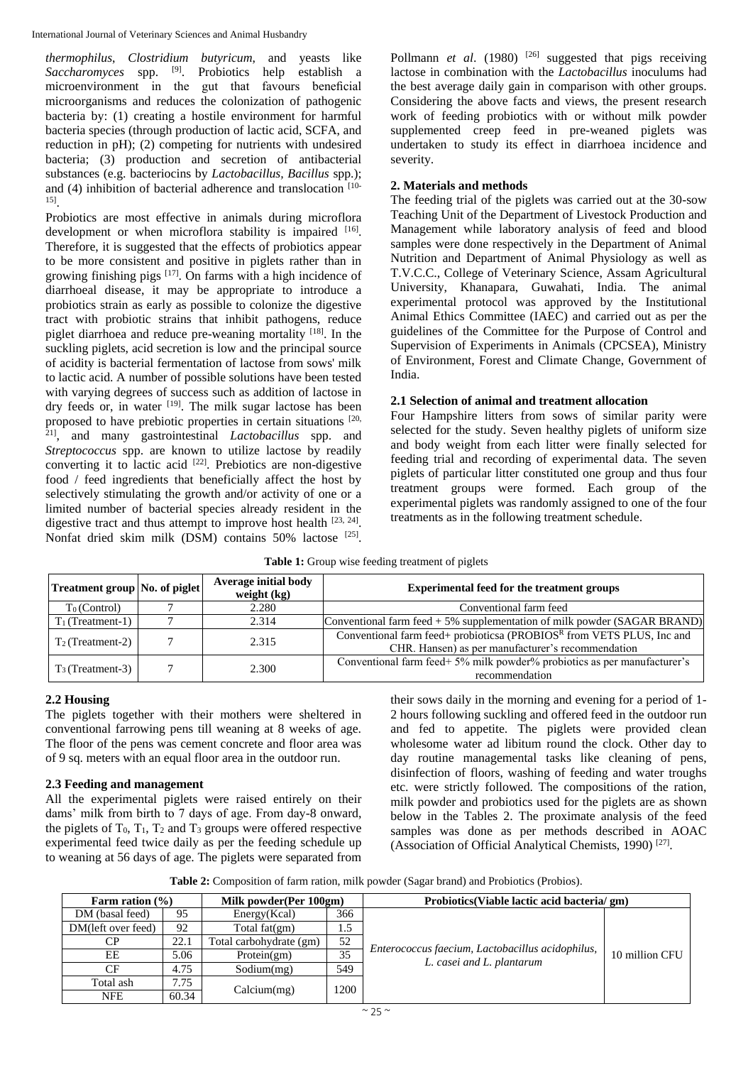*thermophilus*, *Clostridium butyricum*, and yeasts like *Saccharomyces* spp. [9]. Probiotics help establish a microenvironment in the gut that favours beneficial microorganisms and reduces the colonization of pathogenic bacteria by: (1) creating a hostile environment for harmful bacteria species (through production of lactic acid, SCFA, and reduction in pH); (2) competing for nutrients with undesired bacteria; (3) production and secretion of antibacterial substances (e.g. bacteriocins by *Lactobacillus*, *Bacillus* spp.); and (4) inhibition of bacterial adherence and translocation [10-15].

Probiotics are most effective in animals during microflora development or when microflora stability is impaired [16]. Therefore, it is suggested that the effects of probiotics appear to be more consistent and positive in piglets rather than in growing finishing pigs [17]. On farms with a high incidence of diarrhoeal disease, it may be appropriate to introduce a probiotics strain as early as possible to colonize the digestive tract with probiotic strains that inhibit pathogens, reduce piglet diarrhoea and reduce pre-weaning mortality [18]. In the suckling piglets, acid secretion is low and the principal source of acidity is bacterial fermentation of lactose from sows' milk to lactic acid. A number of possible solutions have been tested with varying degrees of success such as addition of lactose in dry feeds or, in water [19]. The milk sugar lactose has been proposed to have prebiotic properties in certain situations [20, 21], and many gastrointestinal *Lactobacillus* spp. and *Streptococcus* spp. are known to utilize lactose by readily converting it to lactic acid [22]. Prebiotics are non-digestive food / feed ingredients that beneficially affect the host by selectively stimulating the growth and/or activity of one or a limited number of bacterial species already resident in the digestive tract and thus attempt to improve host health [23, 24]. Nonfat dried skim milk (DSM) contains 50% lactose [25]. Pollmann *et al*. (1980) [26] suggested that pigs receiving lactose in combination with the *Lactobacillus* inoculums had the best average daily gain in comparison with other groups. Considering the above facts and views, the present research work of feeding probiotics with or without milk powder supplemented creep feed in pre-weaned piglets was undertaken to study its effect in diarrhoea incidence and severity.

## 2. Materials and methods

The feeding trial of the piglets was carried out at the 30-sow Teaching Unit of the Department of Livestock Production and Management while laboratory analysis of feed and blood samples were done respectively in the Department of Animal Nutrition and Department of Animal Physiology as well as T.V.C.C., College of Veterinary Science, Assam Agricultural University, Khanapara, Guwahati, India. The animal experimental protocol was approved by the Institutional Animal Ethics Committee (IAEC) and carried out as per the guidelines of the Committee for the Purpose of Control and Supervision of Experiments in Animals (CPCSEA), Ministry of Environment, Forest and Climate Change, Government of India.

### 2.1 Selection of animal and treatment allocation

Four Hampshire litters from sows of similar parity were selected for the study. Seven healthy piglets of uniform size and body weight from each litter were finally selected for feeding trial and recording of experimental data. The seven piglets of particular litter constituted one group and thus four treatment groups were formed. Each group of the experimental piglets was randomly assigned to one of the four treatments as in the following treatment schedule.

**Table 1:** Group wise feeding treatment of piglets

| Treatment group | No. of piglet | Average initial body weight (kg) | Experimental feed for the treatment groups |
|---|---|---|---|
| $T_0$ (Control) | 7 | 2.280 | Conventional farm feed |
| $T_1$ (Treatment-1) | 7 | 2.314 | Conventional farm feed + 5% supplementation of milk powder (SAGAR BRAND) |
| $T_2$ (Treatment-2) | 7 | 2.315 | Conventional farm feed+ probioticsa (PROBIOS[R] from VETS PLUS, Inc and CHR. Hansen) as per manufacturer's recommendation |
| $T_3$ (Treatment-3) | 7 | 2.300 | Conventional farm feed+ 5% milk powder% probiotics as per manufacturer's recommendation |

### 2.2 Housing

The piglets together with their mothers were sheltered in conventional farrowing pens till weaning at 8 weeks of age. The floor of the pens was cement concrete and floor area was of 9 sq. meters with an equal floor area in the outdoor run.

### 2.3 Feeding and management

All the experimental piglets were raised entirely on their dams' milk from birth to 7 days of age. From day-8 onward, the piglets of $T_0$, $T_1$, $T_2$ and $T_3$ groups were offered respective experimental feed twice daily as per the feeding schedule up to weaning at 56 days of age. The piglets were separated from their sows daily in the morning and evening for a period of 1-2 hours following suckling and offered feed in the outdoor run and fed to appetite. The piglets were provided clean wholesome water ad libitum round the clock. Other day to day routine managemental tasks like cleaning of pens, disinfection of floors, washing of feeding and water troughs etc. were strictly followed. The compositions of the ration, milk powder and probiotics used for the piglets are as shown below in the Tables 2. The proximate analysis of the feed samples was done as per methods described in AOAC (Association of Official Analytical Chemists, 1990) [27].

**Table 2:** Composition of farm ration, milk powder (Sagar brand) and Probiotics (Probios).

| Farm ration (%) | | Milk powder(Per 100gm) | | Probiotics(Viable lactic acid bacteria/ gm) | |
|---|---|---|---|---|---|
| DM (basal feed) | 95 | Energy(Kcal) | 366 | *Enterococcus faecium, Lactobacillus acidophilus, L. casei and L. plantarum* | 10 million CFU |
| DM(left over feed) | 92 | Total fat(gm) | 1.5 | | |
| CP | 22.1 | Total carbohydrate (gm) | 52 | | |
| EE | 5.06 | Protein(gm) | 35 | | |
| CF | 4.75 | Sodium(mg) | 549 | | |
| Total ash | 7.75 | Calcium(mg) | 1200 | | |
| NFE | 60.34 | | | | |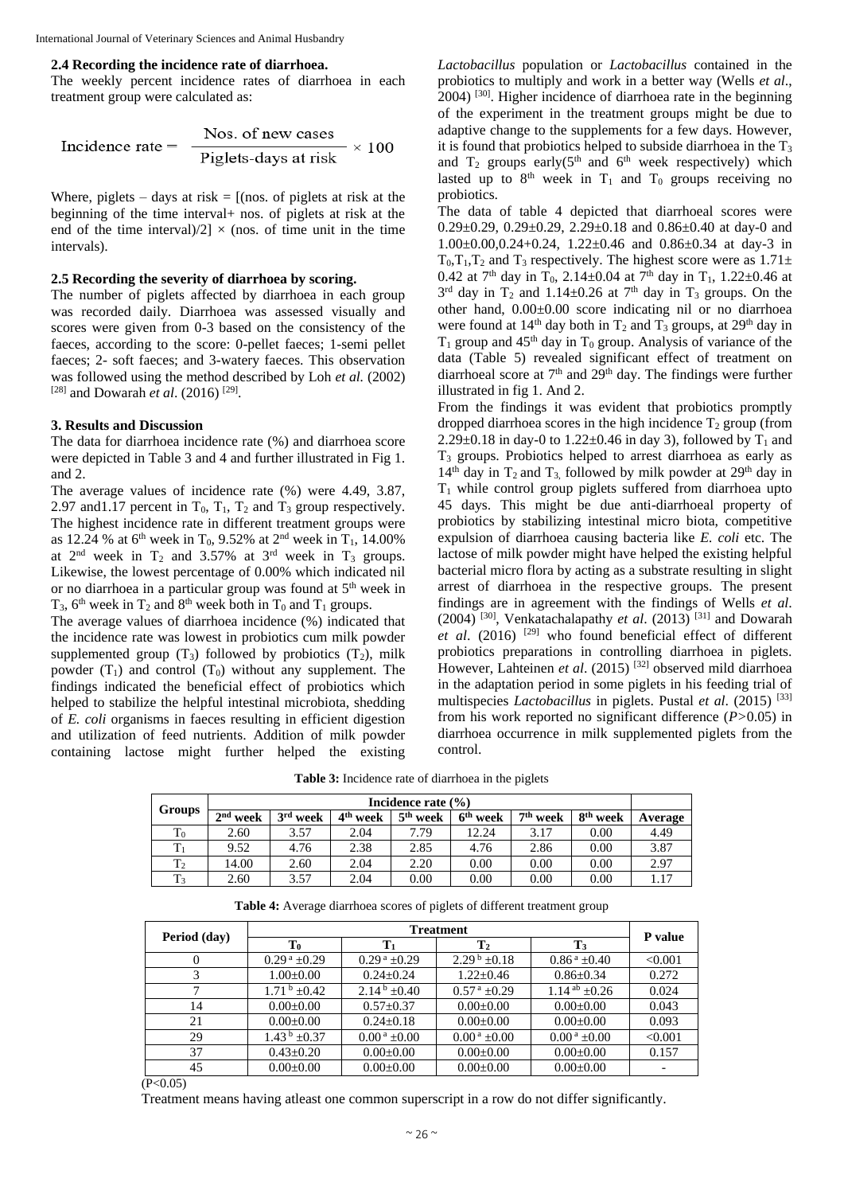### 2.4 Recording the incidence rate of diarrhoea.

The weekly percent incidence rates of diarrhoea in each treatment group were calculated as:

$$\text{Incidence rate} = \frac{\text{Nos. of new cases}}{\text{Piglets-days at risk}} \times 100$$

Where, piglets – days at risk = [(nos. of piglets at risk at the beginning of the time interval+ nos. of piglets at risk at the end of the time interval)/2] × (nos. of time unit in the time intervals).

### 2.5 Recording the severity of diarrhoea by scoring.

The number of piglets affected by diarrhoea in each group was recorded daily. Diarrhoea was assessed visually and scores were given from 0-3 based on the consistency of the faeces, according to the score: 0-pellet faeces; 1-semi pellet faeces; 2- soft faeces; and 3-watery faeces. This observation was followed using the method described by Loh *et al.* (2002) [28] and Dowarah *et al*. (2016) [29].

## 3. Results and Discussion

The data for diarrhoea incidence rate (%) and diarrhoea score were depicted in Table 3 and 4 and further illustrated in Fig 1. and 2.

The average values of incidence rate (%) were 4.49, 3.87, 2.97 and1.17 percent in $T_0$, $T_1$, $T_2$ and $T_3$ group respectively. The highest incidence rate in different treatment groups were as 12.24 % at 6th week in $T_0$, 9.52% at 2nd week in $T_1$, 14.00% at 2nd week in $T_2$ and 3.57% at 3rd week in $T_3$ groups. Likewise, the lowest percentage of 0.00% which indicated nil or no diarrhoea in a particular group was found at 5th week in $T_3$, 6th week in $T_2$ and 8th week both in $T_0$ and $T_1$ groups.

The average values of diarrhoea incidence (%) indicated that the incidence rate was lowest in probiotics cum milk powder supplemented group ($T_3$) followed by probiotics ($T_2$), milk powder ($T_1$) and control ($T_0$) without any supplement. The findings indicated the beneficial effect of probiotics which helped to stabilize the helpful intestinal microbiota, shedding of *E. coli* organisms in faeces resulting in efficient digestion and utilization of feed nutrients. Addition of milk powder containing lactose might further helped the existing *Lactobacillus* population or *Lactobacillus* contained in the probiotics to multiply and work in a better way (Wells *et al*., 2004) [30]. Higher incidence of diarrhoea rate in the beginning of the experiment in the treatment groups might be due to adaptive change to the supplements for a few days. However, it is found that probiotics helped to subside diarrhoea in the $T_3$ and $T_2$ groups early(5th and 6th week respectively) which lasted up to 8th week in $T_1$ and $T_0$ groups receiving no probiotics.

The data of table 4 depicted that diarrhoeal scores were 0.29±0.29, 0.29±0.29, 2.29±0.18 and 0.86±0.40 at day-0 and 1.00±0.00,0.24+0.24, 1.22±0.46 and 0.86±0.34 at day-3 in $T_0$,$T_1$,$T_2$ and $T_3$ respectively. The highest score were as 1.71± 0.42 at 7th day in $T_0$, 2.14±0.04 at 7th day in $T_1$, 1.22±0.46 at 3rd day in $T_2$ and 1.14±0.26 at 7th day in $T_3$ groups. On the other hand, 0.00±0.00 score indicating nil or no diarrhoea were found at 14th day both in $T_2$ and $T_3$ groups, at 29th day in $T_1$ group and 45th day in $T_0$ group. Analysis of variance of the data (Table 5) revealed significant effect of treatment on diarrhoeal score at 7th and 29th day. The findings were further illustrated in fig 1. And 2.

From the findings it was evident that probiotics promptly dropped diarrhoea scores in the high incidence $T_2$ group (from 2.29±0.18 in day-0 to 1.22±0.46 in day 3), followed by $T_1$ and $T_3$ groups. Probiotics helped to arrest diarrhoea as early as 14th day in $T_2$ and $T_3$, followed by milk powder at 29th day in $T_1$ while control group piglets suffered from diarrhoea upto 45 days. This might be due anti-diarrhoeal property of probiotics by stabilizing intestinal micro biota, competitive expulsion of diarrhoea causing bacteria like *E. coli* etc. The lactose of milk powder might have helped the existing helpful bacterial micro flora by acting as a substrate resulting in slight arrest of diarrhoea in the respective groups. The present findings are in agreement with the findings of Wells *et al*. (2004) [30], Venkatachalapathy *et al*. (2013) [31] and Dowarah *et al*. (2016) [29] who found beneficial effect of different probiotics preparations in controlling diarrhoea in piglets. However, Lahteinen *et al*. (2015) [32] observed mild diarrhoea in the adaptation period in some piglets in his feeding trial of multispecies *Lactobacillus* in piglets. Pustal *et al*. (2015) [33] from his work reported no significant difference ($P$>0.05) in diarrhoea occurrence in milk supplemented piglets from the control.

**Table 3:** Incidence rate of diarrhoea in the piglets

| Groups | Incidence rate (%) | | | | | | | |
|---|---|---|---|---|---|---|---|---|
| | 2nd week | 3rd week | 4th week | 5th week | 6th week | 7th week | 8th week | Average |
| $T_0$ | 2.60 | 3.57 | 2.04 | 7.79 | 12.24 | 3.17 | 0.00 | 4.49 |
| $T_1$ | 9.52 | 4.76 | 2.38 | 2.85 | 4.76 | 2.86 | 0.00 | 3.87 |
| $T_2$ | 14.00 | 2.60 | 2.04 | 2.20 | 0.00 | 0.00 | 0.00 | 2.97 |
| $T_3$ | 2.60 | 3.57 | 2.04 | 0.00 | 0.00 | 0.00 | 0.00 | 1.17 |

**Table 4:** Average diarrhoea scores of piglets of different treatment group

| Period (day) | Treatment | | | | P value |
|---|---|---|---|---|---|
| | $T_0$ | $T_1$ | $T_2$ | $T_3$ | |
| 0 | $0.29^{a}$ ±0.29 | $0.29^{a}$ ±0.29 | $2.29^{b}$ ±0.18 | $0.86^{a}$ ±0.40 | <0.001 |
| 3 | 1.00±0.00 | 0.24±0.24 | 1.22±0.46 | 0.86±0.34 | 0.272 |
| 7 | $1.71^{b}$ ±0.42 | $2.14^{b}$ ±0.40 | $0.57^{a}$ ±0.29 | $1.14^{ab}$ ±0.26 | 0.024 |
| 14 | 0.00±0.00 | 0.57±0.37 | 0.00±0.00 | 0.00±0.00 | 0.043 |
| 21 | 0.00±0.00 | 0.24±0.18 | 0.00±0.00 | 0.00±0.00 | 0.093 |
| 29 | $1.43^{b}$ ±0.37 | $0.00^{a}$ ±0.00 | $0.00^{a}$ ±0.00 | $0.00^{a}$ ±0.00 | <0.001 |
| 37 | 0.43±0.20 | 0.00±0.00 | 0.00±0.00 | 0.00±0.00 | 0.157 |
| 45 | 0.00±0.00 | 0.00±0.00 | 0.00±0.00 | 0.00±0.00 | - |

($P$<0.05)

Treatment means having atleast one common superscript in a row do not differ significantly.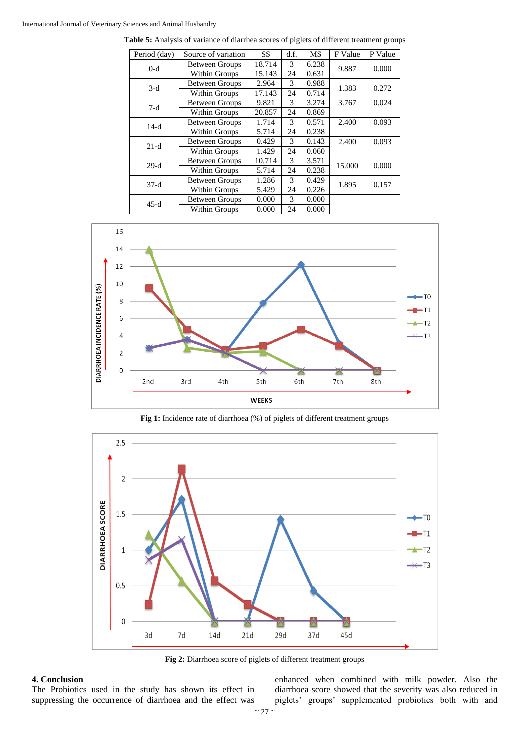**Table 5:** Analysis of variance of diarrhea scores of piglets of different treatment groups

| Period (day) | Source of variation | SS | d.f. | MS | F Value | P Value |
|---|---|---|---|---|---|---|
| 0-d | Between Groups | 18.714 | 3 | 6.238 | 9.887 | 0.000 |
| | Within Groups | 15.143 | 24 | 0.631 | | |
| 3-d | Between Groups | 2.964 | 3 | 0.988 | 1.383 | 0.272 |
| | Within Groups | 17.143 | 24 | 0.714 | | |
| 7-d | Between Groups | 9.821 | 3 | 3.274 | 3.767 | 0.024 |
| | Within Groups | 20.857 | 24 | 0.869 | | |
| 14-d | Between Groups | 1.714 | 3 | 0.571 | 2.400 | 0.093 |
| | Within Groups | 5.714 | 24 | 0.238 | | |
| 21-d | Between Groups | 0.429 | 3 | 0.143 | 2.400 | 0.093 |
| | Within Groups | 1.429 | 24 | 0.060 | | |
| 29-d | Between Groups | 10.714 | 3 | 3.571 | 15.000 | 0.000 |
| | Within Groups | 5.714 | 24 | 0.238 | | |
| 37-d | Between Groups | 1.286 | 3 | 0.429 | 1.895 | 0.157 |
| | Within Groups | 5.429 | 24 | 0.226 | | |
| 45-d | Between Groups | 0.000 | 3 | 0.000 | | |
| | Within Groups | 0.000 | 24 | 0.000 | | |

**Fig 1:** Incidence rate of diarrhoea (%) of piglets of different treatment groups

**Fig 2:** Diarrhoea score of piglets of different treatment groups

## 4. Conclusion

The Probiotics used in the study has shown its effect in suppressing the occurrence of diarrhoea and the effect was enhanced when combined with milk powder. Also the diarrhoea score showed that the severity was also reduced in piglets' groups' supplemented probiotics both with and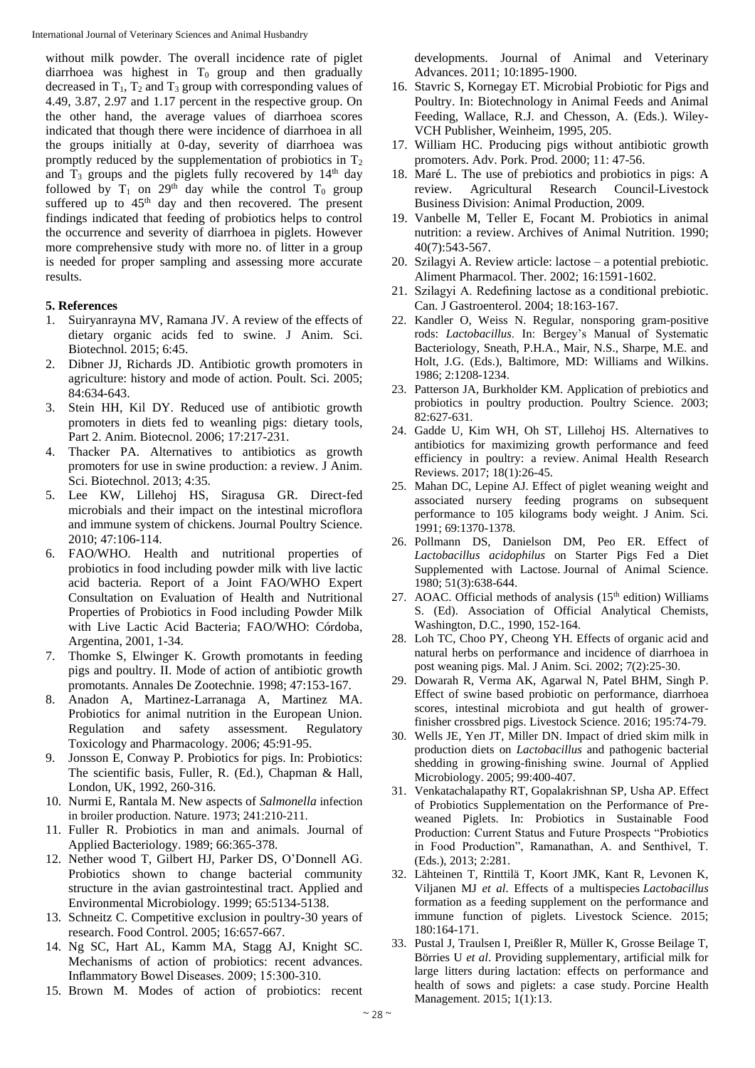without milk powder. The overall incidence rate of piglet diarrhoea was highest in $T_0$ group and then gradually decreased in $T_1$, $T_2$ and $T_3$ group with corresponding values of 4.49, 3.87, 2.97 and 1.17 percent in the respective group. On the other hand, the average values of diarrhoea scores indicated that though there were incidence of diarrhoea in all the groups initially at 0-day, severity of diarrhoea was promptly reduced by the supplementation of probiotics in $T_2$ and $T_3$ groups and the piglets fully recovered by $14^{th}$ day followed by $T_1$ on $29^{th}$ day while the control $T_0$ group suffered up to $45^{th}$ day and then recovered. The present findings indicated that feeding of probiotics helps to control the occurrence and severity of diarrhoea in piglets. However more comprehensive study with more no. of litter in a group is needed for proper sampling and assessing more accurate results.

## 5. References

1. Suiryanrayna MV, Ramana JV. A review of the effects of dietary organic acids fed to swine. J Anim. Sci. Biotechnol. 2015; 6:45.
2. Dibner JJ, Richards JD. Antibiotic growth promoters in agriculture: history and mode of action. Poult. Sci. 2005; 84:634-643.
3. Stein HH, Kil DY. Reduced use of antibiotic growth promoters in diets fed to weanling pigs: dietary tools, Part 2. Anim. Biotecnol. 2006; 17:217-231.
4. Thacker PA. Alternatives to antibiotics as growth promoters for use in swine production: a review. J Anim. Sci. Biotechnol. 2013; 4:35.
5. Lee KW, Lillehoj HS, Siragusa GR. Direct-fed microbials and their impact on the intestinal microflora and immune system of chickens. Journal Poultry Science. 2010; 47:106-114.
6. FAO/WHO. Health and nutritional properties of probiotics in food including powder milk with live lactic acid bacteria. Report of a Joint FAO/WHO Expert Consultation on Evaluation of Health and Nutritional Properties of Probiotics in Food including Powder Milk with Live Lactic Acid Bacteria; FAO/WHO: Córdoba, Argentina, 2001, 1-34.
7. Thomke S, Elwinger K. Growth promotants in feeding pigs and poultry. II. Mode of action of antibiotic growth promotants. Annales De Zootechnie. 1998; 47:153-167.
8. Anadon A, Martinez-Larranaga A, Martinez MA. Probiotics for animal nutrition in the European Union. Regulation and safety assessment. Regulatory Toxicology and Pharmacology. 2006; 45:91-95.
9. Jonsson E, Conway P. Probiotics for pigs. In: Probiotics: The scientific basis, Fuller, R. (Ed.), Chapman & Hall, London, UK, 1992, 260-316.
10. Nurmi E, Rantala M. New aspects of *Salmonella* infection in broiler production. Nature. 1973; 241:210-211.
11. Fuller R. Probiotics in man and animals. Journal of Applied Bacteriology. 1989; 66:365-378.
12. Nether wood T, Gilbert HJ, Parker DS, O'Donnell AG. Probiotics shown to change bacterial community structure in the avian gastrointestinal tract. Applied and Environmental Microbiology. 1999; 65:5134-5138.
13. Schneitz C. Competitive exclusion in poultry-30 years of research. Food Control. 2005; 16:657-667.
14. Ng SC, Hart AL, Kamm MA, Stagg AJ, Knight SC. Mechanisms of action of probiotics: recent advances. Inflammatory Bowel Diseases. 2009; 15:300-310.
15. Brown M. Modes of action of probiotics: recent developments. Journal of Animal and Veterinary Advances. 2011; 10:1895-1900.
16. Stavric S, Kornegay ET. Microbial Probiotic for Pigs and Poultry. In: Biotechnology in Animal Feeds and Animal Feeding, Wallace, R.J. and Chesson, A. (Eds.). Wiley-VCH Publisher, Weinheim, 1995, 205.
17. William HC. Producing pigs without antibiotic growth promoters. Adv. Pork. Prod. 2000; 11: 47-56.
18. Maré L. The use of prebiotics and probiotics in pigs: A review. Agricultural Research Council-Livestock Business Division: Animal Production, 2009.
19. Vanbelle M, Teller E, Focant M. Probiotics in animal nutrition: a review. Archives of Animal Nutrition. 1990; 40(7):543-567.
20. Szilagyi A. Review article: lactose – a potential prebiotic. Aliment Pharmacol. Ther. 2002; 16:1591-1602.
21. Szilagyi A. Redefining lactose as a conditional prebiotic. Can. J Gastroenterol. 2004; 18:163-167.
22. Kandler O, Weiss N. Regular, nonsporing gram-positive rods: *Lactobacillus*. In: Bergey's Manual of Systematic Bacteriology, Sneath, P.H.A., Mair, N.S., Sharpe, M.E. and Holt, J.G. (Eds.), Baltimore, MD: Williams and Wilkins. 1986; 2:1208-1234.
23. Patterson JA, Burkholder KM. Application of prebiotics and probiotics in poultry production. Poultry Science. 2003; 82:627-631.
24. Gadde U, Kim WH, Oh ST, Lillehoj HS. Alternatives to antibiotics for maximizing growth performance and feed efficiency in poultry: a review. Animal Health Research Reviews. 2017; 18(1):26-45.
25. Mahan DC, Lepine AJ. Effect of piglet weaning weight and associated nursery feeding programs on subsequent performance to 105 kilograms body weight. J Anim. Sci. 1991; 69:1370-1378.
26. Pollmann DS, Danielson DM, Peo ER. Effect of *Lactobacillus acidophilus* on Starter Pigs Fed a Diet Supplemented with Lactose. Journal of Animal Science. 1980; 51(3):638-644.
27. AOAC. Official methods of analysis ($15^{th}$ edition) Williams S. (Ed). Association of Official Analytical Chemists, Washington, D.C., 1990, 152-164.
28. Loh TC, Choo PY, Cheong YH. Effects of organic acid and natural herbs on performance and incidence of diarrhoea in post weaning pigs. Mal. J Anim. Sci. 2002; 7(2):25-30.
29. Dowarah R, Verma AK, Agarwal N, Patel BHM, Singh P. Effect of swine based probiotic on performance, diarrhoea scores, intestinal microbiota and gut health of grower-finisher crossbred pigs. Livestock Science. 2016; 195:74-79.
30. Wells JE, Yen JT, Miller DN. Impact of dried skim milk in production diets on *Lactobacillus* and pathogenic bacterial shedding in growing-finishing swine. Journal of Applied Microbiology. 2005; 99:400-407.
31. Venkatachalapathy RT, Gopalakrishnan SP, Usha AP. Effect of Probiotics Supplementation on the Performance of Pre-weaned Piglets. In: Probiotics in Sustainable Food Production: Current Status and Future Prospects "Probiotics in Food Production", Ramanathan, A. and Senthivel, T. (Eds.), 2013; 2:281.
32. Lähteinen T, Rinttilä T, Koort JMK, Kant R, Levonen K, Viljanen MJ *et al*. Effects of a multispecies *Lactobacillus* formation as a feeding supplement on the performance and immune function of piglets. Livestock Science. 2015; 180:164-171.
33. Pustal J, Traulsen I, Preißler R, Müller K, Grosse Beilage T, Börries U *et al*. Providing supplementary, artificial milk for large litters during lactation: effects on performance and health of sows and piglets: a case study. Porcine Health Management. 2015; 1(1):13.